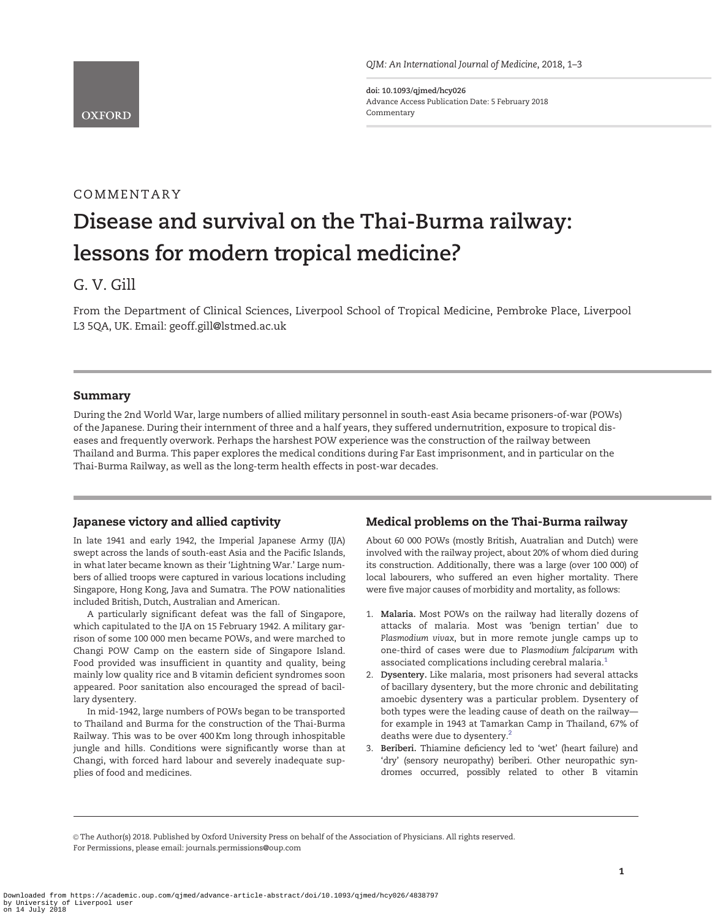COMMENTARY

# Disease and survival on the Thai-Burma railway: lessons for modern tropical medicine?

G. V. Gill

From the Department of Clinical Sciences, Liverpool School of Tropical Medicine, Pembroke Place, Liverpool L3 5QA, UK. Email: geoff.gill@lstmed.ac.uk

## Summary

During the 2nd World War, large numbers of allied military personnel in south-east Asia became prisoners-of-war (POWs) of the Japanese. During their internment of three and a half years, they suffered undernutrition, exposure to tropical diseases and frequently overwork. Perhaps the harshest POW experience was the construction of the railway between Thailand and Burma. This paper explores the medical conditions during Far East imprisonment, and in particular on the Thai-Burma Railway, as well as the long-term health effects in post-war decades.

## Japanese victory and allied captivity

In late 1941 and early 1942, the Imperial Japanese Army (IJA) swept across the lands of south-east Asia and the Pacific Islands, in what later became known as their 'Lightning War.' Large numbers of allied troops were captured in various locations including Singapore, Hong Kong, Java and Sumatra. The POW nationalities included British, Dutch, Australian and American.

A particularly significant defeat was the fall of Singapore, which capitulated to the IJA on 15 February 1942. A military garrison of some 100 000 men became POWs, and were marched to Changi POW Camp on the eastern side of Singapore Island. Food provided was insufficient in quantity and quality, being mainly low quality rice and B vitamin deficient syndromes soon appeared. Poor sanitation also encouraged the spread of bacillary dysentery.

In mid-1942, large numbers of POWs began to be transported to Thailand and Burma for the construction of the Thai-Burma Railway. This was to be over 400 Km long through inhospitable jungle and hills. Conditions were significantly worse than at Changi, with forced hard labour and severely inadequate supplies of food and medicines.

## Medical problems on the Thai-Burma railway

About 60 000 POWs (mostly British, Auatralian and Dutch) were involved with the railway project, about 20% of whom died during its construction. Additionally, there was a large (over 100 000) of local labourers, who suffered an even higher mortality. There were five major causes of morbidity and mortality, as follows:

1. **Malaria.** Most POWs on the railway had literally dozens of attacks of malaria. Most was 'benign tertian' due to *Plasmodium vivax*, but in more remote jungle camps up to one-third of cases were due to *Plasmodium falciparum* with associated complications including cerebral malaria.[1]
2. **Dysentery.** Like malaria, most prisoners had several attacks of bacillary dysentery, but the more chronic and debilitating amoebic dysentery was a particular problem. Dysentery of both types were the leading cause of death on the railway—for example in 1943 at Tamarkan Camp in Thailand, 67% of deaths were due to dysentery.[2]
3. **Beriberi.** Thiamine deficiency led to 'wet' (heart failure) and 'dry' (sensory neuropathy) beriberi. Other neuropathic syndromes occurred, possibly related to other B vitamin

© The Author(s) 2018. Published by Oxford University Press on behalf of the Association of Physicians. All rights reserved.
For Permissions, please email: journals.permissions@oup.com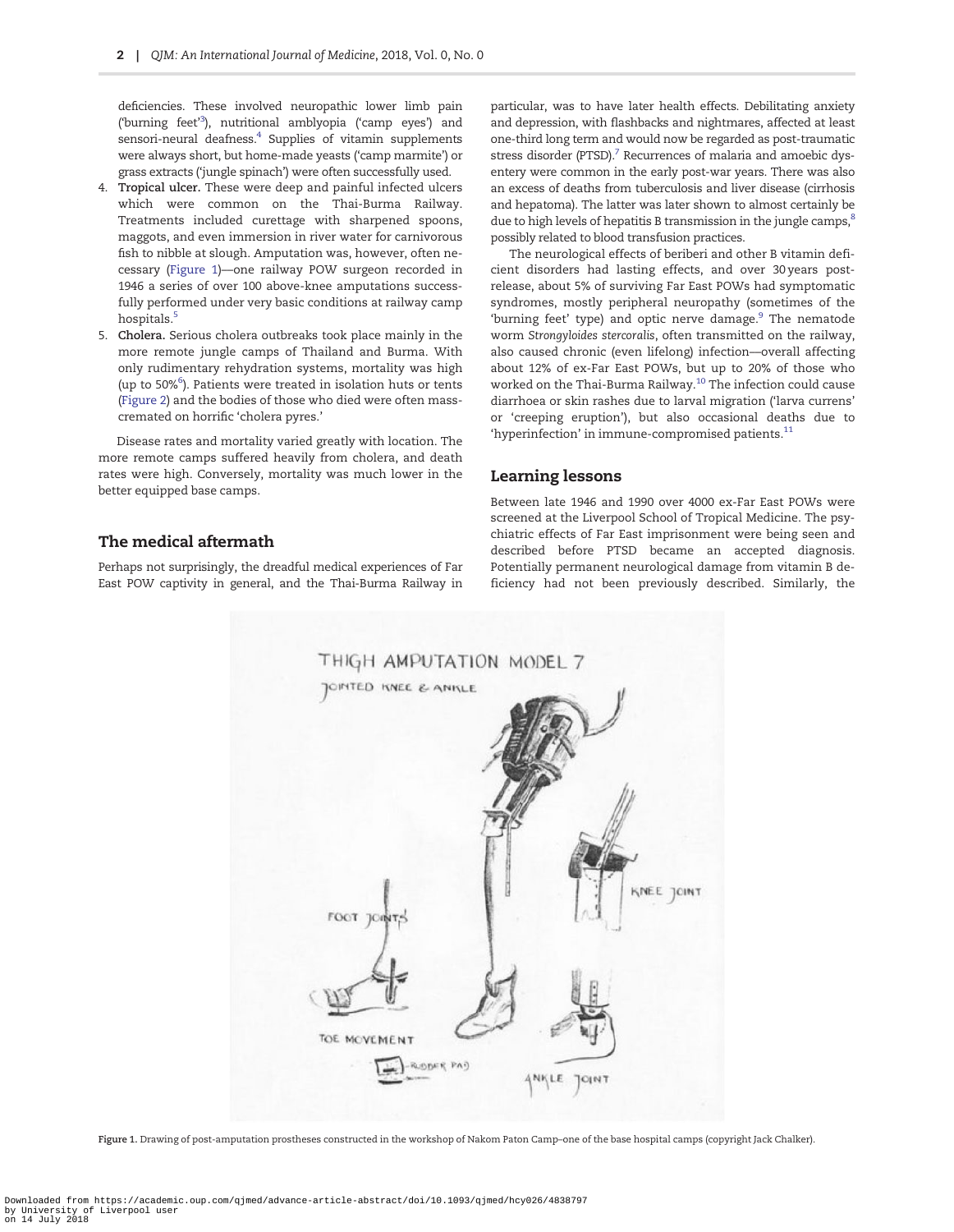deficiencies. These involved neuropathic lower limb pain ('burning feet'[3]), nutritional amblyopia ('camp eyes') and sensori-neural deafness.[4] Supplies of vitamin supplements were always short, but home-made yeasts ('camp marmite') or grass extracts ('jungle spinach') were often successfully used.

4. **Tropical ulcer.** These were deep and painful infected ulcers which were common on the Thai-Burma Railway. Treatments included curettage with sharpened spoons, maggots, and even immersion in river water for carnivorous fish to nibble at slough. Amputation was, however, often necessary (Figure 1)—one railway POW surgeon recorded in 1946 a series of over 100 above-knee amputations successfully performed under very basic conditions at railway camp hospitals.[5]
5. **Cholera.** Serious cholera outbreaks took place mainly in the more remote jungle camps of Thailand and Burma. With only rudimentary rehydration systems, mortality was high (up to 50%[6]). Patients were treated in isolation huts or tents (Figure 2) and the bodies of those who died were often mass-cremated on horrific 'cholera pyres.'

Disease rates and mortality varied greatly with location. The more remote camps suffered heavily from cholera, and death rates were high. Conversely, mortality was much lower in the better equipped base camps.

## The medical aftermath

Perhaps not surprisingly, the dreadful medical experiences of Far East POW captivity in general, and the Thai-Burma Railway in particular, was to have later health effects. Debilitating anxiety and depression, with flashbacks and nightmares, affected at least one-third long term and would now be regarded as post-traumatic stress disorder (PTSD).[7] Recurrences of malaria and amoebic dysentery were common in the early post-war years. There was also an excess of deaths from tuberculosis and liver disease (cirrhosis and hepatoma). The latter was later shown to almost certainly be due to high levels of hepatitis B transmission in the jungle camps,[8] possibly related to blood transfusion practices.

The neurological effects of beriberi and other B vitamin deficient disorders had lasting effects, and over 30 years post-release, about 5% of surviving Far East POWs had symptomatic syndromes, mostly peripheral neuropathy (sometimes of the 'burning feet' type) and optic nerve damage.[9] The nematode worm *Strongyloides stercoralis*, often transmitted on the railway, also caused chronic (even lifelong) infection—overall affecting about 12% of ex-Far East POWs, but up to 20% of those who worked on the Thai-Burma Railway.[10] The infection could cause diarrhoea or skin rashes due to larval migration ('larva currens' or 'creeping eruption'), but also occasional deaths due to 'hyperinfection' in immune-compromised patients.[11]

## Learning lessons

Between late 1946 and 1990 over 4000 ex-Far East POWs were screened at the Liverpool School of Tropical Medicine. The psychiatric effects of Far East imprisonment were being seen and described before PTSD became an accepted diagnosis. Potentially permanent neurological damage from vitamin B deficiency had not been previously described. Similarly, the

**Figure 1.** Drawing of post-amputation prostheses constructed in the workshop of Nakom Paton Camp–one of the base hospital camps (copyright Jack Chalker).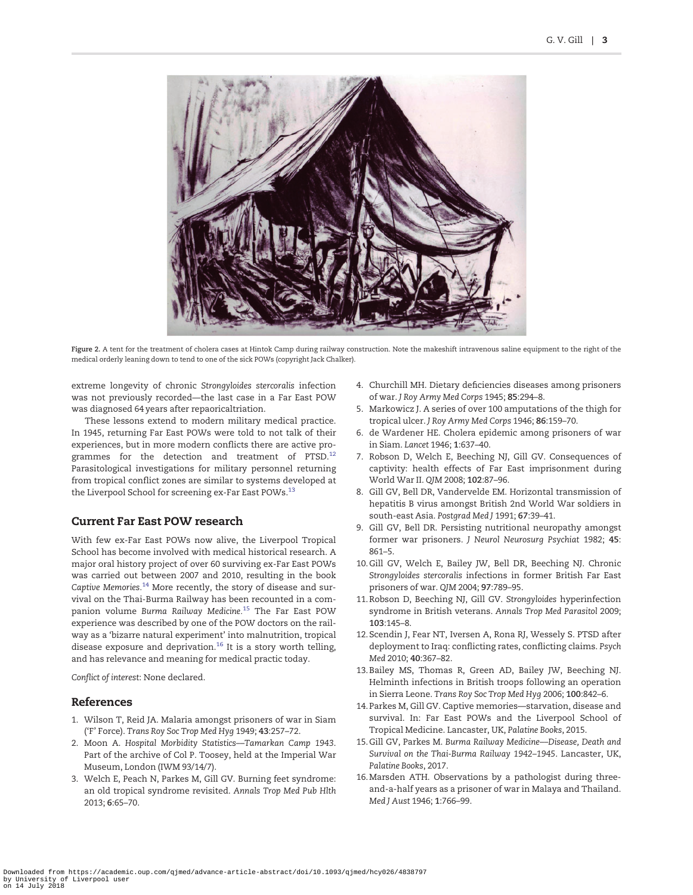Figure 2. A tent for the treatment of cholera cases at Hintok Camp during railway construction. Note the makeshift intravenous saline equipment to the right of the medical orderly leaning down to tend to one of the sick POWs (copyright Jack Chalker).

extreme longevity of chronic *Strongyloides stercoralis* infection was not previously recorded—the last case in a Far East POW was diagnosed 64 years after repaoricaltriation.

These lessons extend to modern military medical practice. In 1945, returning Far East POWs were told to not talk of their experiences, but in more modern conflicts there are active programmes for the detection and treatment of PTSD.[12] Parasitological investigations for military personnel returning from tropical conflict zones are similar to systems developed at the Liverpool School for screening ex-Far East POWs.[13]

## Current Far East POW research

With few ex-Far East POWs now alive, the Liverpool Tropical School has become involved with medical historical research. A major oral history project of over 60 surviving ex-Far East POWs was carried out between 2007 and 2010, resulting in the book *Captive Memories*.[14] More recently, the story of disease and survival on the Thai-Burma Railway has been recounted in a companion volume *Burma Railway Medicine*.[15] The Far East POW experience was described by one of the POW doctors on the railway as a 'bizarre natural experiment' into malnutrition, tropical disease exposure and deprivation.[16] It is a story worth telling, and has relevance and meaning for medical practic today.

*Conflict of interest*: None declared.

## References

1. Wilson T, Reid JA. Malaria amongst prisoners of war in Siam ('F' Force). *Trans Roy Soc Trop Med Hyg* 1949; **43**:257–72.
2. Moon A. *Hospital Morbidity Statistics—Tamarkan Camp 1943*. Part of the archive of Col P. Toosey, held at the Imperial War Museum, London (IWM 93/14/7).
3. Welch E, Peach N, Parkes M, Gill GV. Burning feet syndrome: an old tropical syndrome revisited. *Annals Trop Med Pub Hlth* 2013; **6**:65–70.
4. Churchill MH. Dietary deficiencies diseases among prisoners of war. *J Roy Army Med Corps* 1945; **85**:294–8.
5. Markowicz J. A series of over 100 amputations of the thigh for tropical ulcer. *J Roy Army Med Corps* 1946; **86**:159–70.
6. de Wardener HE. Cholera epidemic among prisoners of war in Siam. *Lancet* 1946; **1**:637–40.
7. Robson D, Welch E, Beeching NJ, Gill GV. Consequences of captivity: health effects of Far East imprisonment during World War II. *QJM* 2008; **102**:87–96.
8. Gill GV, Bell DR, Vandervelde EM. Horizontal transmission of hepatitis B virus amongst British 2nd World War soldiers in south-east Asia. *Postgrad Med J* 1991; **67**:39–41.
9. Gill GV, Bell DR. Persisting nutritional neuropathy amongst former war prisoners. *J Neurol Neurosurg Psychiat* 1982; **45**: 861–5.
10. Gill GV, Welch E, Bailey JW, Bell DR, Beeching NJ. Chronic *Strongyloides stercoralis* infections in former British Far East prisoners of war. *QJM* 2004; **97**:789–95.
11. Robson D, Beeching NJ, Gill GV. *Strongyloides* hyperinfection syndrome in British veterans. *Annals Trop Med Parasitol* 2009; **103**:145–8.
12. Scendin J, Fear NT, Iversen A, Rona RJ, Wessely S. PTSD after deployment to Iraq: conflicting rates, conflicting claims. *Psych Med* 2010; **40**:367–82.
13. Bailey MS, Thomas R, Green AD, Bailey JW, Beeching NJ. Helminth infections in British troops following an operation in Sierra Leone. *Trans Roy Soc Trop Med Hyg* 2006; **100**:842–6.
14. Parkes M, Gill GV. Captive memories—starvation, disease and survival. In: Far East POWs and the Liverpool School of Tropical Medicine. Lancaster, UK, *Palatine Books*, 2015.
15. Gill GV, Parkes M. *Burma Railway Medicine—Disease, Death and Survival on the Thai-Burma Railway 1942–1945*. Lancaster, UK, *Palatine Books*, 2017.
16. Marsden ATH. Observations by a pathologist during three-and-a-half years as a prisoner of war in Malaya and Thailand. *Med J Aust* 1946; **1**:766–99.